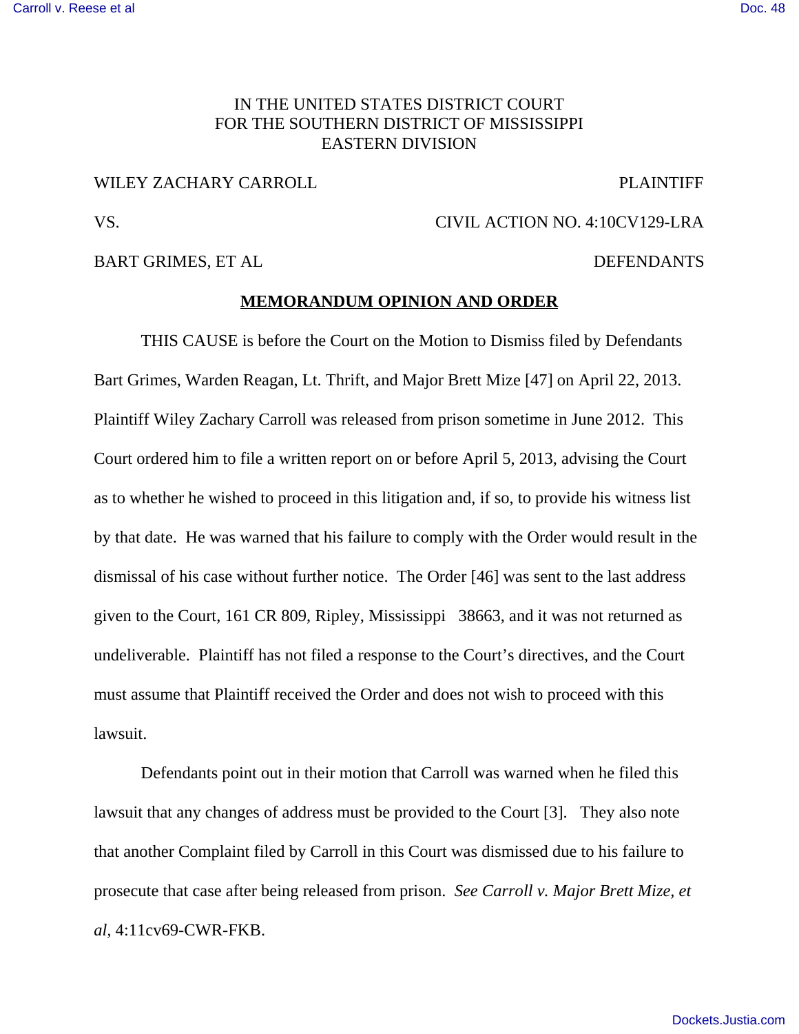IN THE UNITED STATES DISTRICT COURT
FOR THE SOUTHERN DISTRICT OF MISSISSIPPI
EASTERN DIVISION

WILEY ZACHARY CARROLL — PLAINTIFF

VS. — CIVIL ACTION NO. 4:10CV129-LRA

BART GRIMES, ET AL — DEFENDANTS

**MEMORANDUM OPINION AND ORDER**

THIS CAUSE is before the Court on the Motion to Dismiss filed by Defendants Bart Grimes, Warden Reagan, Lt. Thrift, and Major Brett Mize [47] on April 22, 2013. Plaintiff Wiley Zachary Carroll was released from prison sometime in June 2012. This Court ordered him to file a written report on or before April 5, 2013, advising the Court as to whether he wished to proceed in this litigation and, if so, to provide his witness list by that date. He was warned that his failure to comply with the Order would result in the dismissal of his case without further notice. The Order [46] was sent to the last address given to the Court, 161 CR 809, Ripley, Mississippi 38663, and it was not returned as undeliverable. Plaintiff has not filed a response to the Court's directives, and the Court must assume that Plaintiff received the Order and does not wish to proceed with this lawsuit.

Defendants point out in their motion that Carroll was warned when he filed this lawsuit that any changes of address must be provided to the Court [3]. They also note that another Complaint filed by Carroll in this Court was dismissed due to his failure to prosecute that case after being released from prison. *See Carroll v. Major Brett Mize, et al*, 4:11cv69-CWR-FKB.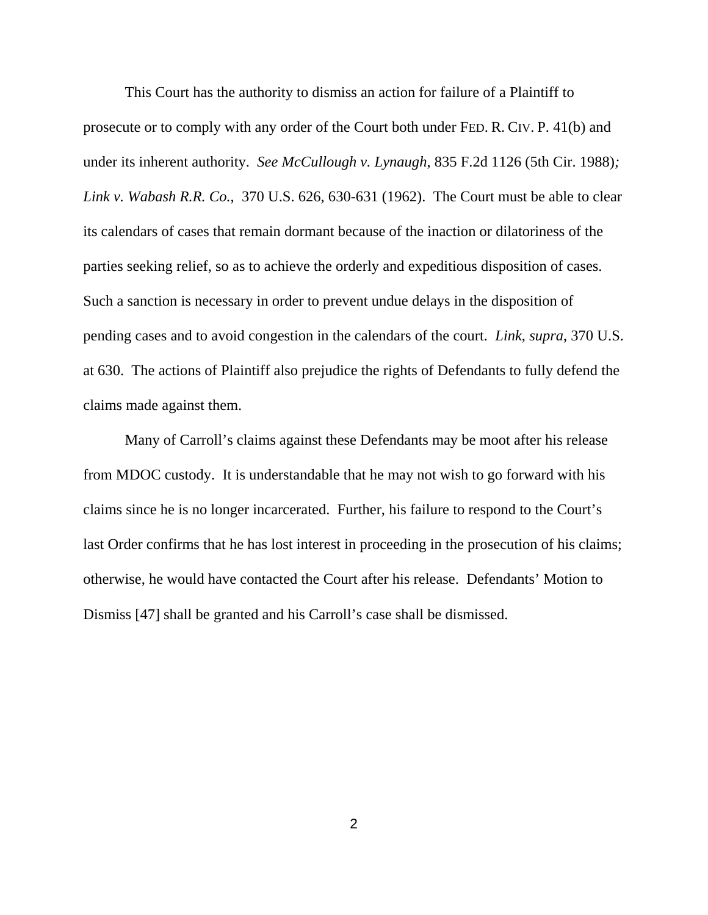This Court has the authority to dismiss an action for failure of a Plaintiff to prosecute or to comply with any order of the Court both under FED. R. CIV. P. 41(b) and under its inherent authority. *See McCullough v. Lynaugh*, 835 F.2d 1126 (5th Cir. 1988)*; Link v. Wabash R.R. Co.*, 370 U.S. 626, 630-631 (1962). The Court must be able to clear its calendars of cases that remain dormant because of the inaction or dilatoriness of the parties seeking relief, so as to achieve the orderly and expeditious disposition of cases. Such a sanction is necessary in order to prevent undue delays in the disposition of pending cases and to avoid congestion in the calendars of the court. *Link*, *supra*, 370 U.S. at 630. The actions of Plaintiff also prejudice the rights of Defendants to fully defend the claims made against them.

Many of Carroll's claims against these Defendants may be moot after his release from MDOC custody. It is understandable that he may not wish to go forward with his claims since he is no longer incarcerated. Further, his failure to respond to the Court's last Order confirms that he has lost interest in proceeding in the prosecution of his claims; otherwise, he would have contacted the Court after his release. Defendants' Motion to Dismiss [47] shall be granted and his Carroll's case shall be dismissed.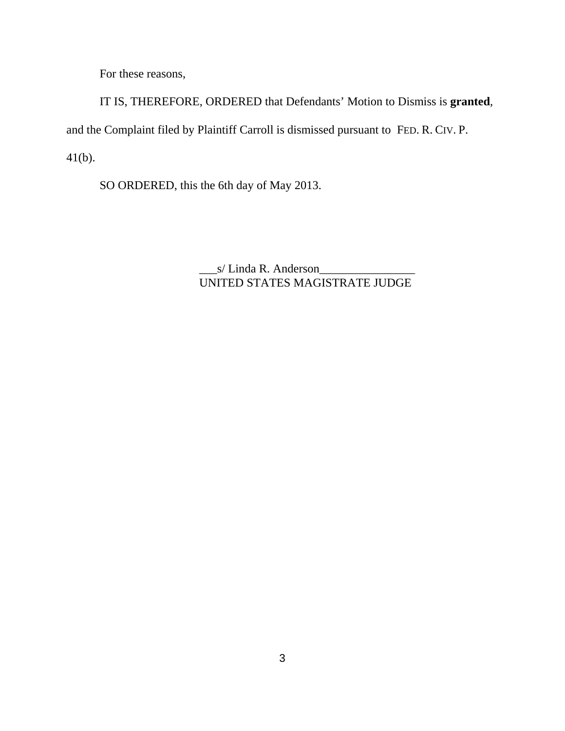For these reasons,

IT IS, THEREFORE, ORDERED that Defendants' Motion to Dismiss is **granted**, and the Complaint filed by Plaintiff Carroll is dismissed pursuant to FED. R. CIV. P. 41(b).

SO ORDERED, this the 6th day of May 2013.

s/ Linda R. Anderson
UNITED STATES MAGISTRATE JUDGE